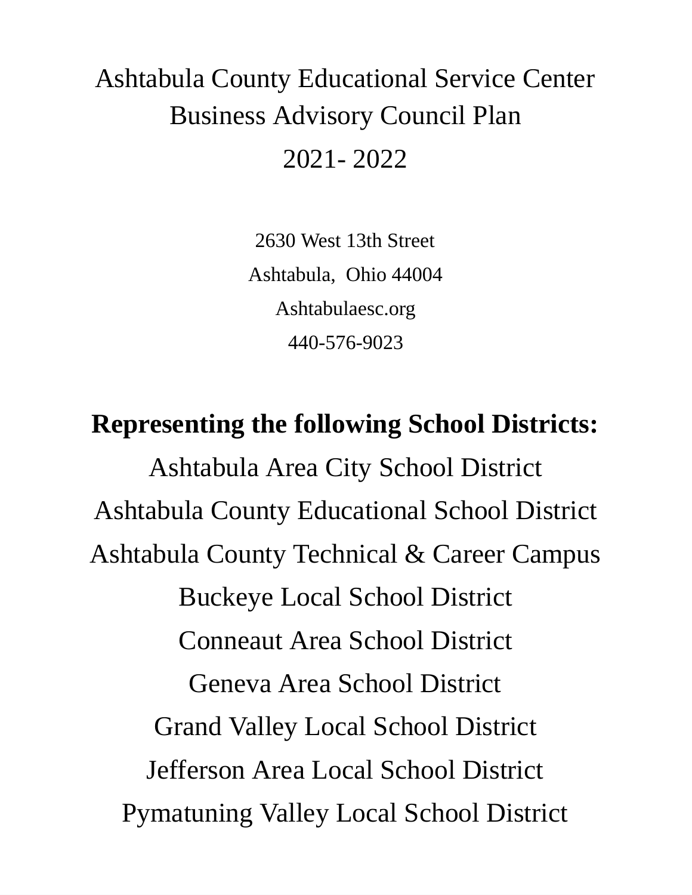# Ashtabula County Educational Service Center Business Advisory Council Plan

## 2021- 2022

2630 West 13th Street

Ashtabula,  Ohio 44004

Ashtabulaesc.org

440-576-9023

**Representing the following School Districts:**

Ashtabula Area City School District

Ashtabula County Educational School District

Ashtabula County Technical & Career Campus

Buckeye Local School District

Conneaut Area School District

Geneva Area School District

Grand Valley Local School District

Jefferson Area Local School District

Pymatuning Valley Local School District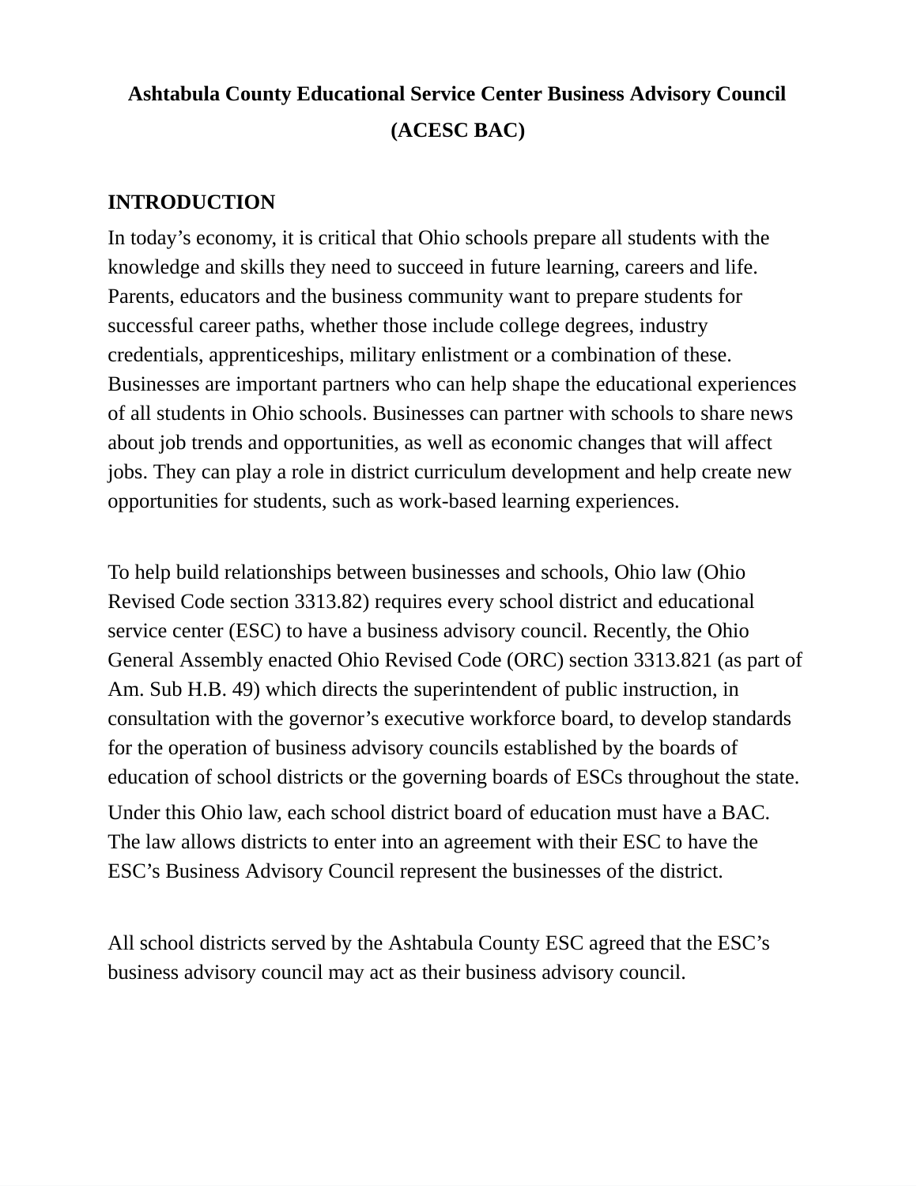# Ashtabula County Educational Service Center Business Advisory Council (ACESC BAC)

## INTRODUCTION

In today's economy, it is critical that Ohio schools prepare all students with the knowledge and skills they need to succeed in future learning, careers and life. Parents, educators and the business community want to prepare students for successful career paths, whether those include college degrees, industry credentials, apprenticeships, military enlistment or a combination of these. Businesses are important partners who can help shape the educational experiences of all students in Ohio schools. Businesses can partner with schools to share news about job trends and opportunities, as well as economic changes that will affect jobs. They can play a role in district curriculum development and help create new opportunities for students, such as work-based learning experiences.

To help build relationships between businesses and schools, Ohio law (Ohio Revised Code section 3313.82) requires every school district and educational service center (ESC) to have a business advisory council. Recently, the Ohio General Assembly enacted Ohio Revised Code (ORC) section 3313.821 (as part of Am. Sub H.B. 49) which directs the superintendent of public instruction, in consultation with the governor's executive workforce board, to develop standards for the operation of business advisory councils established by the boards of education of school districts or the governing boards of ESCs throughout the state. Under this Ohio law, each school district board of education must have a BAC. The law allows districts to enter into an agreement with their ESC to have the ESC's Business Advisory Council represent the businesses of the district.

All school districts served by the Ashtabula County ESC agreed that the ESC's business advisory council may act as their business advisory council.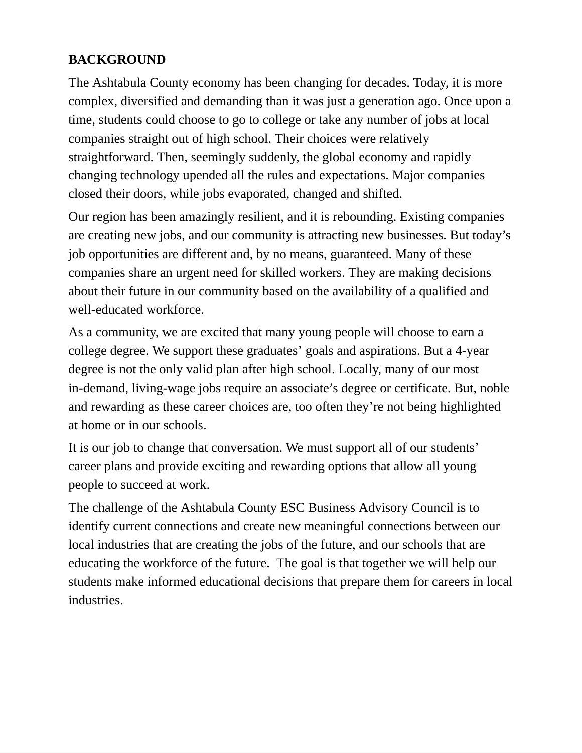## BACKGROUND

The Ashtabula County economy has been changing for decades. Today, it is more complex, diversified and demanding than it was just a generation ago. Once upon a time, students could choose to go to college or take any number of jobs at local companies straight out of high school. Their choices were relatively straightforward. Then, seemingly suddenly, the global economy and rapidly changing technology upended all the rules and expectations. Major companies closed their doors, while jobs evaporated, changed and shifted.

Our region has been amazingly resilient, and it is rebounding. Existing companies are creating new jobs, and our community is attracting new businesses. But today's job opportunities are different and, by no means, guaranteed. Many of these companies share an urgent need for skilled workers. They are making decisions about their future in our community based on the availability of a qualified and well-educated workforce.

As a community, we are excited that many young people will choose to earn a college degree. We support these graduates' goals and aspirations. But a 4-year degree is not the only valid plan after high school. Locally, many of our most in-demand, living-wage jobs require an associate's degree or certificate. But, noble and rewarding as these career choices are, too often they're not being highlighted at home or in our schools.

It is our job to change that conversation. We must support all of our students' career plans and provide exciting and rewarding options that allow all young people to succeed at work.

The challenge of the Ashtabula County ESC Business Advisory Council is to identify current connections and create new meaningful connections between our local industries that are creating the jobs of the future, and our schools that are educating the workforce of the future. The goal is that together we will help our students make informed educational decisions that prepare them for careers in local industries.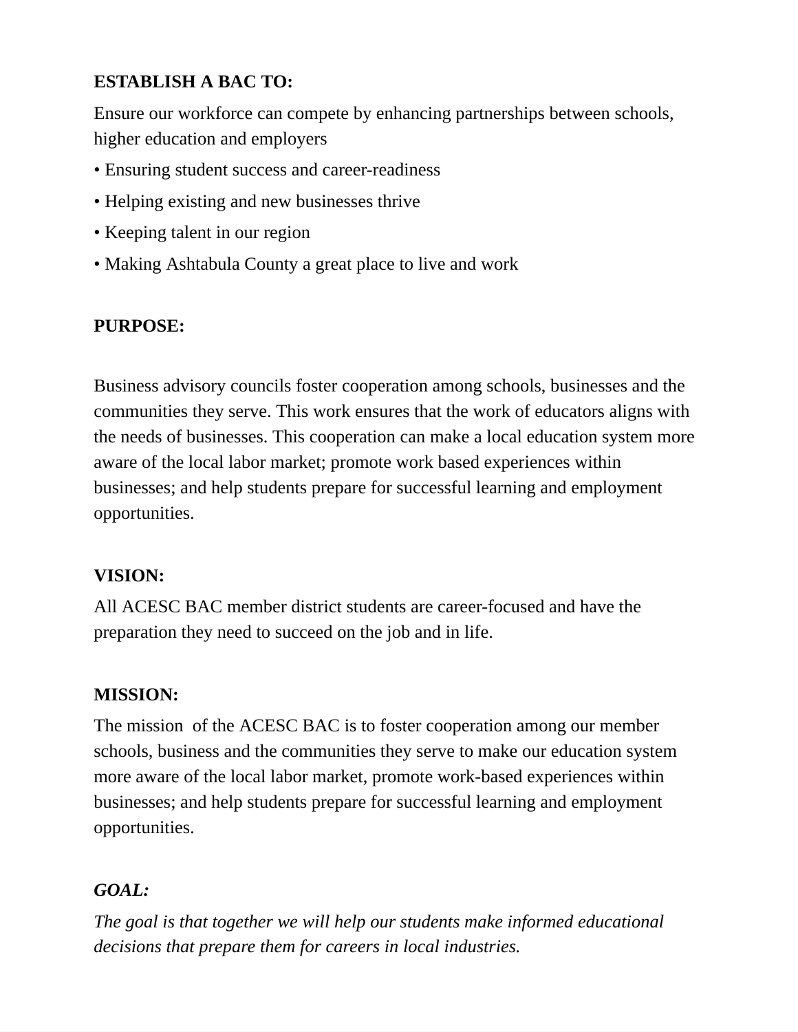**ESTABLISH A BAC TO:**

Ensure our workforce can compete by enhancing partnerships between schools, higher education and employers

- Ensuring student success and career-readiness
- Helping existing and new businesses thrive
- Keeping talent in our region
- Making Ashtabula County a great place to live and work

**PURPOSE:**

Business advisory councils foster cooperation among schools, businesses and the communities they serve. This work ensures that the work of educators aligns with the needs of businesses. This cooperation can make a local education system more aware of the local labor market; promote work based experiences within businesses; and help students prepare for successful learning and employment opportunities.

**VISION:**

All ACESC BAC member district students are career-focused and have the preparation they need to succeed on the job and in life.

**MISSION:**

The mission  of the ACESC BAC is to foster cooperation among our member schools, business and the communities they serve to make our education system more aware of the local labor market, promote work-based experiences within businesses; and help students prepare for successful learning and employment opportunities.

***GOAL:***

*The goal is that together we will help our students make informed educational decisions that prepare them for careers in local industries.*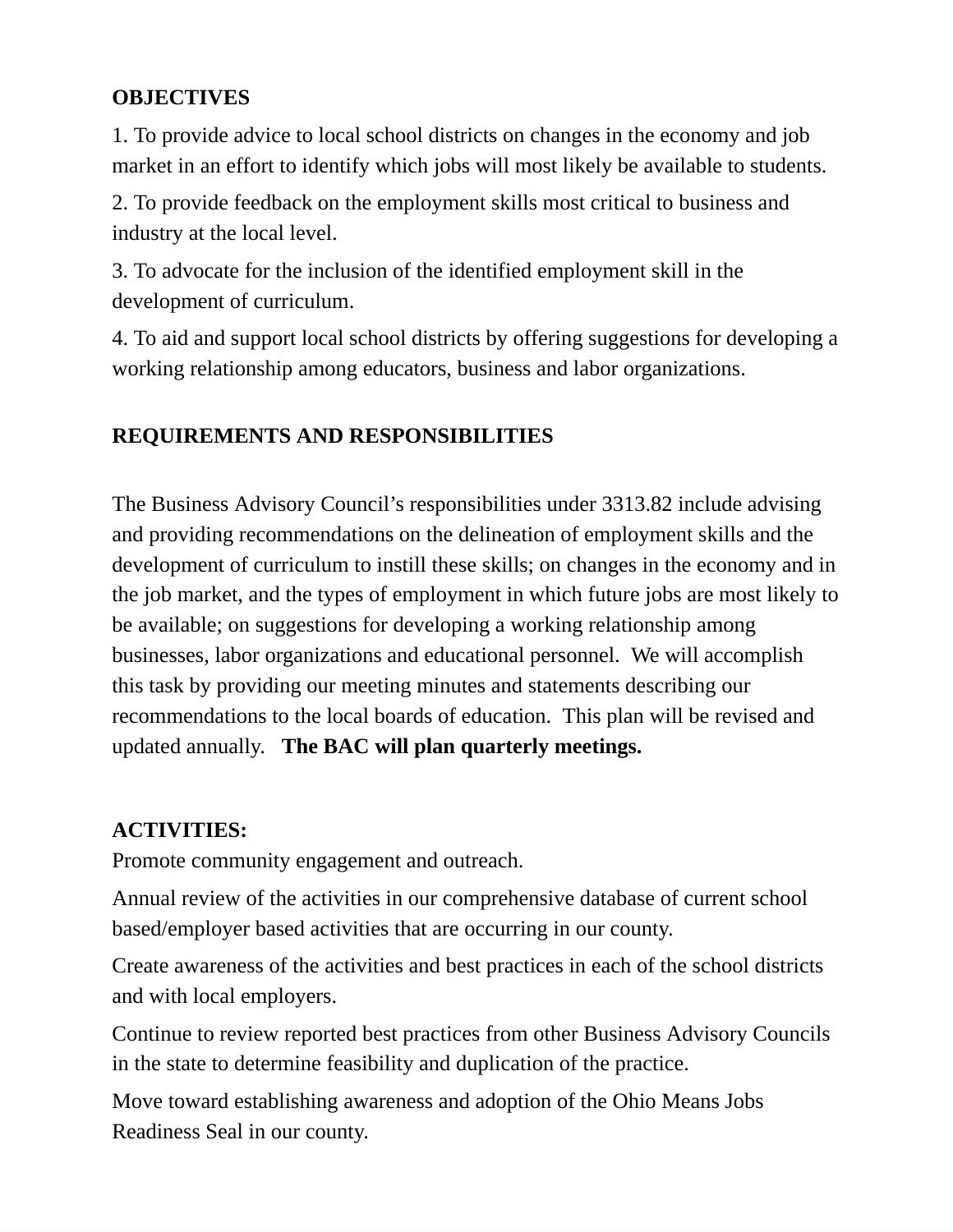**OBJECTIVES**

1. To provide advice to local school districts on changes in the economy and job market in an effort to identify which jobs will most likely be available to students.
2. To provide feedback on the employment skills most critical to business and industry at the local level.
3. To advocate for the inclusion of the identified employment skill in the development of curriculum.
4. To aid and support local school districts by offering suggestions for developing a working relationship among educators, business and labor organizations.

**REQUIREMENTS AND RESPONSIBILITIES**

The Business Advisory Council's responsibilities under 3313.82 include advising and providing recommendations on the delineation of employment skills and the development of curriculum to instill these skills; on changes in the economy and in the job market, and the types of employment in which future jobs are most likely to be available; on suggestions for developing a working relationship among businesses, labor organizations and educational personnel. We will accomplish this task by providing our meeting minutes and statements describing our recommendations to the local boards of education. This plan will be revised and updated annually. **The BAC will plan quarterly meetings.**

**ACTIVITIES:**

Promote community engagement and outreach.

Annual review of the activities in our comprehensive database of current school based/employer based activities that are occurring in our county.

Create awareness of the activities and best practices in each of the school districts and with local employers.

Continue to review reported best practices from other Business Advisory Councils in the state to determine feasibility and duplication of the practice.

Move toward establishing awareness and adoption of the Ohio Means Jobs Readiness Seal in our county.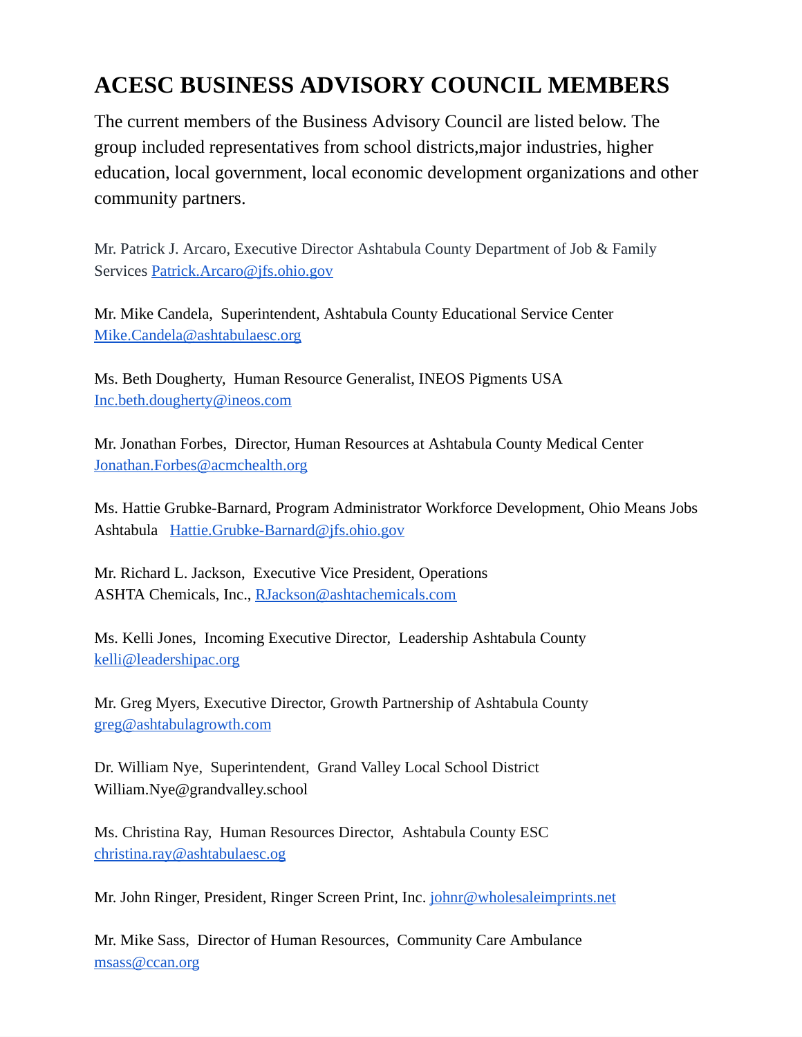# ACESC BUSINESS ADVISORY COUNCIL MEMBERS

The current members of the Business Advisory Council are listed below. The group included representatives from school districts,major industries, higher education, local government, local economic development organizations and other community partners.

Mr. Patrick J. Arcaro, Executive Director Ashtabula County Department of Job & Family Services Patrick.Arcaro@jfs.ohio.gov

Mr. Mike Candela, Superintendent, Ashtabula County Educational Service Center Mike.Candela@ashtabulaesc.org

Ms. Beth Dougherty, Human Resource Generalist, INEOS Pigments USA Inc.beth.dougherty@ineos.com

Mr. Jonathan Forbes, Director, Human Resources at Ashtabula County Medical Center Jonathan.Forbes@acmchealth.org

Ms. Hattie Grubke-Barnard, Program Administrator Workforce Development, Ohio Means Jobs Ashtabula Hattie.Grubke-Barnard@jfs.ohio.gov

Mr. Richard L. Jackson, Executive Vice President, Operations ASHTA Chemicals, Inc., RJackson@ashtachemicals.com

Ms. Kelli Jones, Incoming Executive Director, Leadership Ashtabula County kelli@leadershipac.org

Mr. Greg Myers, Executive Director, Growth Partnership of Ashtabula County greg@ashtabulagrowth.com

Dr. William Nye, Superintendent, Grand Valley Local School District William.Nye@grandvalley.school

Ms. Christina Ray, Human Resources Director, Ashtabula County ESC christina.ray@ashtabulaesc.og

Mr. John Ringer, President, Ringer Screen Print, Inc. johnr@wholesaleimprints.net

Mr. Mike Sass, Director of Human Resources, Community Care Ambulance msass@ccan.org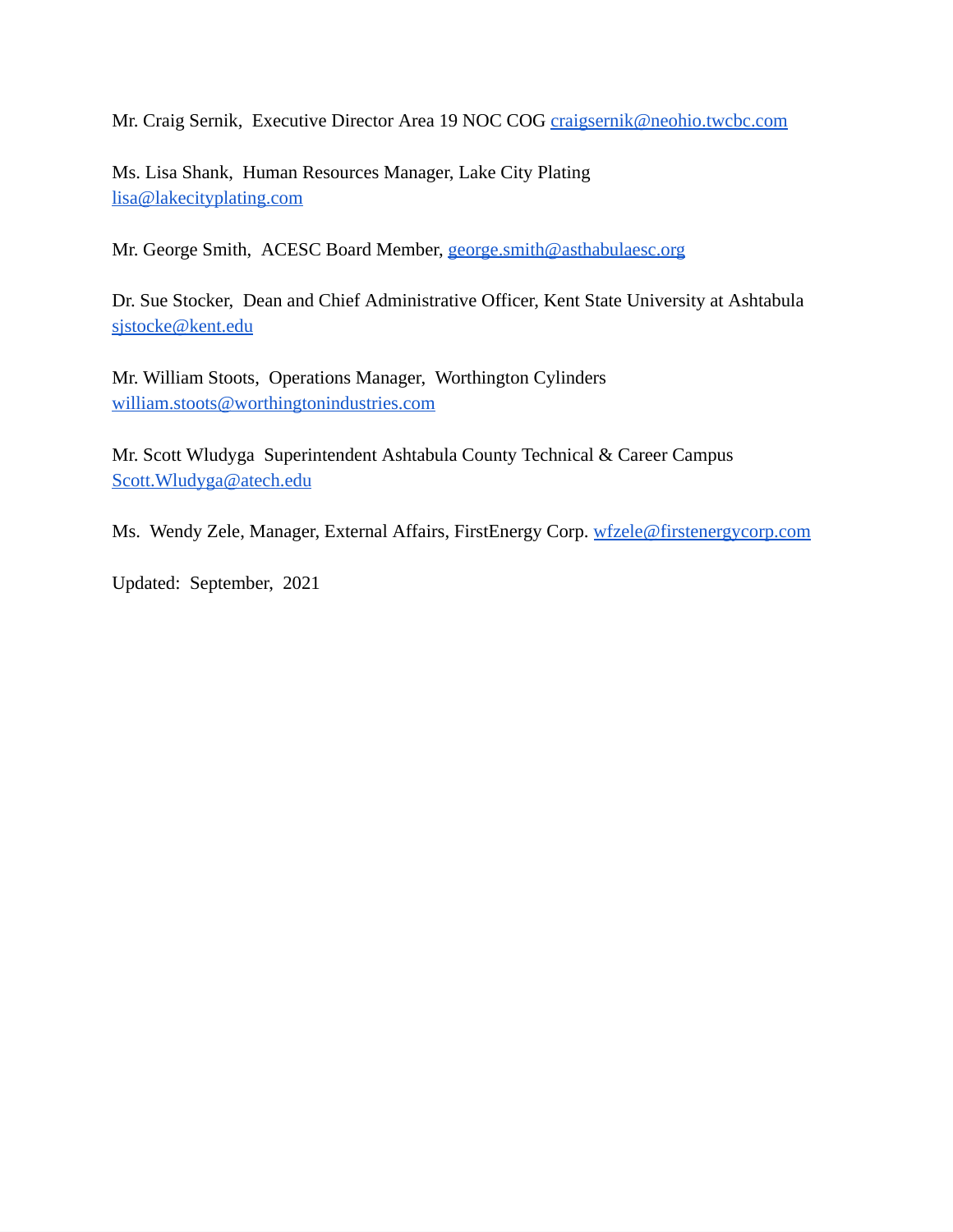Mr. Craig Sernik,  Executive Director Area 19 NOC COG craigsernik@neohio.twcbc.com

Ms. Lisa Shank,  Human Resources Manager, Lake City Plating
lisa@lakecityplating.com

Mr. George Smith,  ACESC Board Member, george.smith@asthabulaesc.org

Dr. Sue Stocker,  Dean and Chief Administrative Officer, Kent State University at Ashtabula
sjstocke@kent.edu

Mr. William Stoots,  Operations Manager,  Worthington Cylinders
william.stoots@worthingtonindustries.com

Mr. Scott Wludyga  Superintendent Ashtabula County Technical & Career Campus
Scott.Wludyga@atech.edu

Ms.  Wendy Zele, Manager, External Affairs, FirstEnergy Corp. wfzele@firstenergycorp.com

Updated:  September,  2021